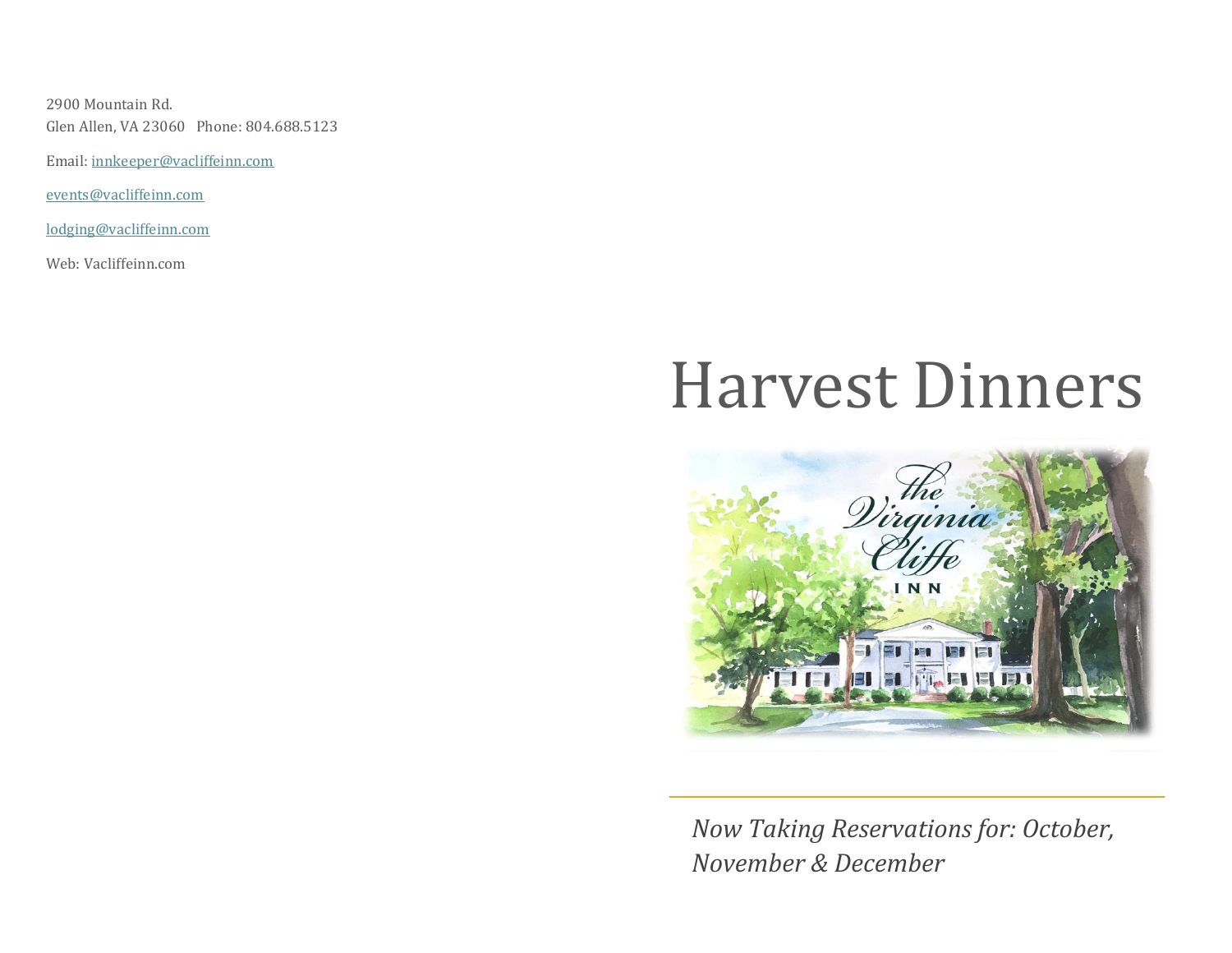2900 Mountain Rd.
Glen Allen, VA 23060   Phone: 804.688.5123

Email: innkeeper@vacliffeinn.com

events@vacliffeinn.com

lodging@vacliffeinn.com

Web: Vacliffeinn.com

# Harvest Dinners

the Virginia Cliffe INN

*Now Taking Reservations for: October, November & December*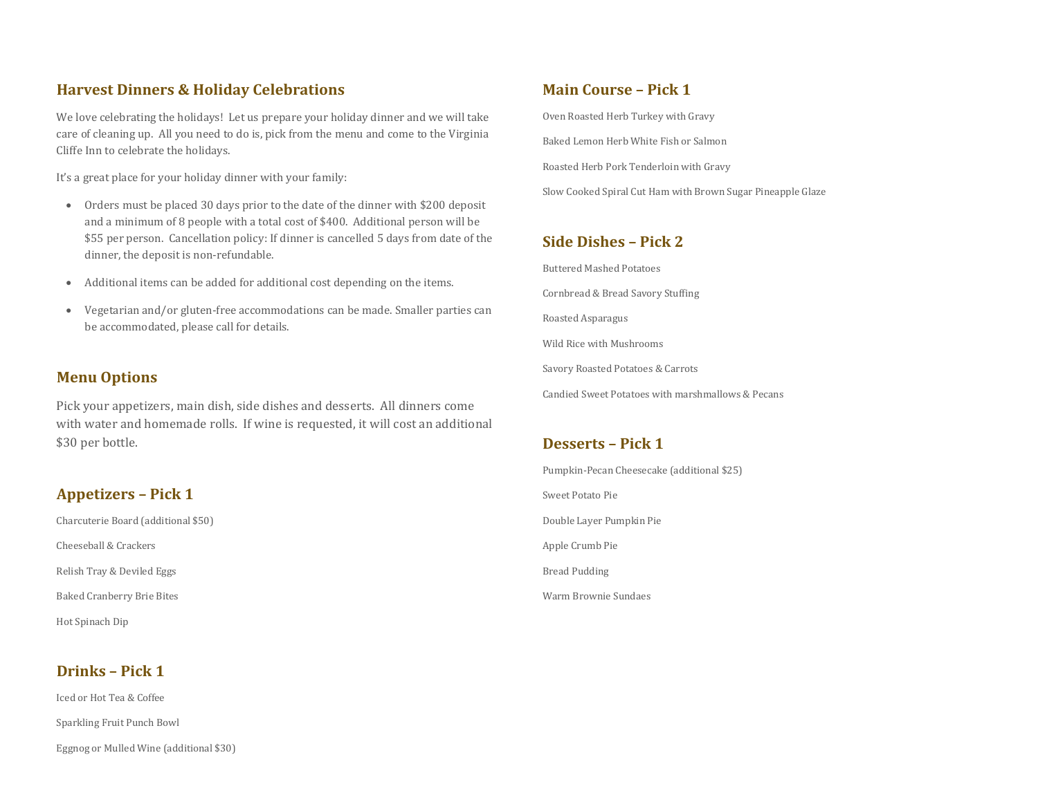## Harvest Dinners & Holiday Celebrations

We love celebrating the holidays! Let us prepare your holiday dinner and we will take care of cleaning up. All you need to do is, pick from the menu and come to the Virginia Cliffe Inn to celebrate the holidays.

It's a great place for your holiday dinner with your family:

- Orders must be placed 30 days prior to the date of the dinner with $200 deposit and a minimum of 8 people with a total cost of $400. Additional person will be $55 per person. Cancellation policy: If dinner is cancelled 5 days from date of the dinner, the deposit is non-refundable.
- Additional items can be added for additional cost depending on the items.
- Vegetarian and/or gluten-free accommodations can be made. Smaller parties can be accommodated, please call for details.

## Menu Options

Pick your appetizers, main dish, side dishes and desserts. All dinners come with water and homemade rolls. If wine is requested, it will cost an additional $30 per bottle.

## Appetizers – Pick 1

Charcuterie Board (additional $50)

Cheeseball & Crackers

Relish Tray & Deviled Eggs

Baked Cranberry Brie Bites

Hot Spinach Dip

## Drinks – Pick 1

Iced or Hot Tea & Coffee

Sparkling Fruit Punch Bowl

Eggnog or Mulled Wine (additional $30)

## Main Course – Pick 1

Oven Roasted Herb Turkey with Gravy

Baked Lemon Herb White Fish or Salmon

Roasted Herb Pork Tenderloin with Gravy

Slow Cooked Spiral Cut Ham with Brown Sugar Pineapple Glaze

## Side Dishes – Pick 2

Buttered Mashed Potatoes

Cornbread & Bread Savory Stuffing

Roasted Asparagus

Wild Rice with Mushrooms

Savory Roasted Potatoes & Carrots

Candied Sweet Potatoes with marshmallows & Pecans

## Desserts – Pick 1

Pumpkin-Pecan Cheesecake (additional $25)

Sweet Potato Pie

Double Layer Pumpkin Pie

Apple Crumb Pie

Bread Pudding

Warm Brownie Sundaes